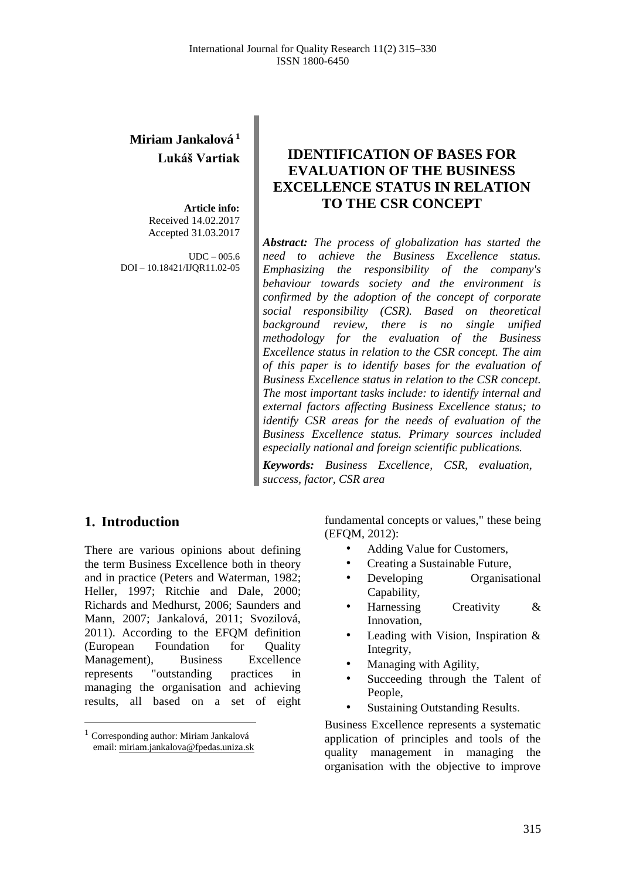**Miriam Jankalová** [1]
**Lukáš Vartiak**

**Article info:**
Received 14.02.2017
Accepted 31.03.2017

UDC – 005.6
DOI – 10.18421/IJQR11.02-05

# IDENTIFICATION OF BASES FOR EVALUATION OF THE BUSINESS EXCELLENCE STATUS IN RELATION TO THE CSR CONCEPT

***Abstract:*** *The process of globalization has started the need to achieve the Business Excellence status. Emphasizing the responsibility of the company's behaviour towards society and the environment is confirmed by the adoption of the concept of corporate social responsibility (CSR). Based on theoretical background review, there is no single unified methodology for the evaluation of the Business Excellence status in relation to the CSR concept. The aim of this paper is to identify bases for the evaluation of Business Excellence status in relation to the CSR concept. The most important tasks include: to identify internal and external factors affecting Business Excellence status; to identify CSR areas for the needs of evaluation of the Business Excellence status. Primary sources included especially national and foreign scientific publications.*

***Keywords:*** *Business Excellence, CSR, evaluation, success, factor, CSR area*

## 1. Introduction

There are various opinions about defining the term Business Excellence both in theory and in practice (Peters and Waterman, 1982; Heller, 1997; Ritchie and Dale, 2000; Richards and Medhurst, 2006; Saunders and Mann, 2007; Jankalová, 2011; Svozilová, 2011). According to the EFQM definition (European Foundation for Quality Management), Business Excellence represents "outstanding practices in managing the organisation and achieving results, all based on a set of eight fundamental concepts or values," these being (EFQM, 2012):

- Adding Value for Customers,
- Creating a Sustainable Future,
- Developing Organisational Capability,
- Harnessing Creativity & Innovation,
- Leading with Vision, Inspiration & Integrity,
- Managing with Agility,
- Succeeding through the Talent of People,
- Sustaining Outstanding Results.

Business Excellence represents a systematic application of principles and tools of the quality management in managing the organisation with the objective to improve

---

[1] Corresponding author: Miriam Jankalová
email: miriam.jankalova@fpedas.uniza.sk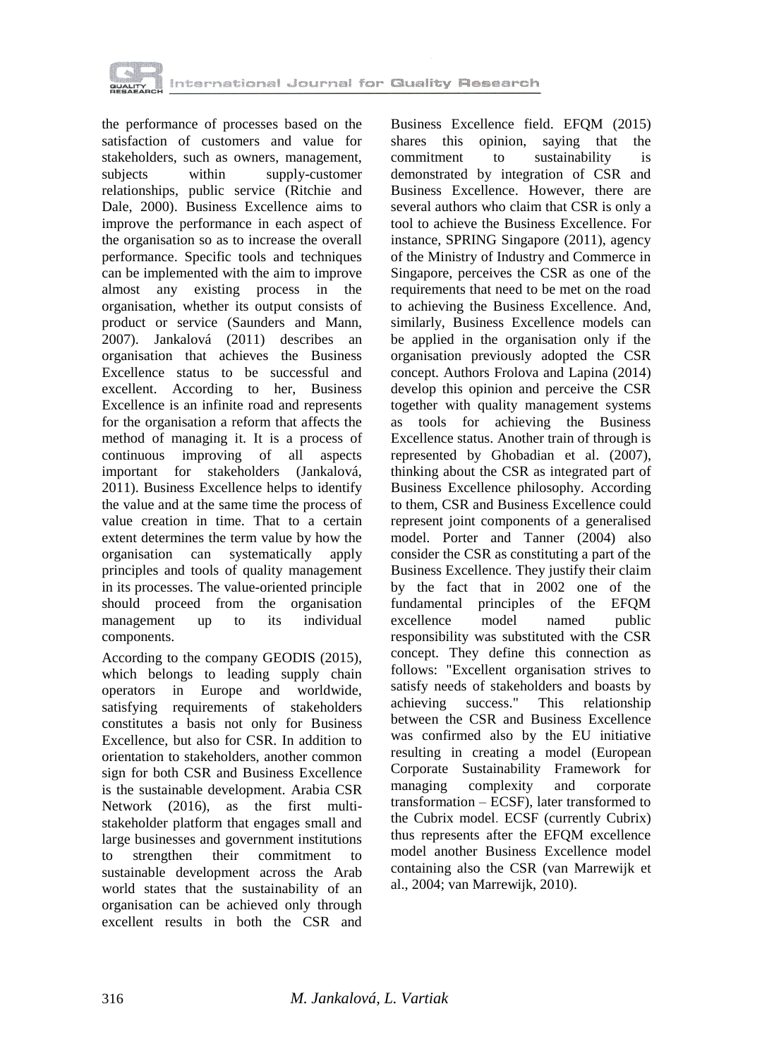the performance of processes based on the satisfaction of customers and value for stakeholders, such as owners, management, subjects within supply-customer relationships, public service (Ritchie and Dale, 2000). Business Excellence aims to improve the performance in each aspect of the organisation so as to increase the overall performance. Specific tools and techniques can be implemented with the aim to improve almost any existing process in the organisation, whether its output consists of product or service (Saunders and Mann, 2007). Jankalová (2011) describes an organisation that achieves the Business Excellence status to be successful and excellent. According to her, Business Excellence is an infinite road and represents for the organisation a reform that affects the method of managing it. It is a process of continuous improving of all aspects important for stakeholders (Jankalová, 2011). Business Excellence helps to identify the value and at the same time the process of value creation in time. That to a certain extent determines the term value by how the organisation can systematically apply principles and tools of quality management in its processes. The value-oriented principle should proceed from the organisation management up to its individual components.

According to the company GEODIS (2015), which belongs to leading supply chain operators in Europe and worldwide, satisfying requirements of stakeholders constitutes a basis not only for Business Excellence, but also for CSR. In addition to orientation to stakeholders, another common sign for both CSR and Business Excellence is the sustainable development. Arabia CSR Network (2016), as the first multi-stakeholder platform that engages small and large businesses and government institutions to strengthen their commitment to sustainable development across the Arab world states that the sustainability of an organisation can be achieved only through excellent results in both the CSR and Business Excellence field. EFQM (2015) shares this opinion, saying that the commitment to sustainability is demonstrated by integration of CSR and Business Excellence. However, there are several authors who claim that CSR is only a tool to achieve the Business Excellence. For instance, SPRING Singapore (2011), agency of the Ministry of Industry and Commerce in Singapore, perceives the CSR as one of the requirements that need to be met on the road to achieving the Business Excellence. And, similarly, Business Excellence models can be applied in the organisation only if the organisation previously adopted the CSR concept. Authors Frolova and Lapina (2014) develop this opinion and perceive the CSR together with quality management systems as tools for achieving the Business Excellence status. Another train of through is represented by Ghobadian et al. (2007), thinking about the CSR as integrated part of Business Excellence philosophy. According to them, CSR and Business Excellence could represent joint components of a generalised model. Porter and Tanner (2004) also consider the CSR as constituting a part of the Business Excellence. They justify their claim by the fact that in 2002 one of the fundamental principles of the EFQM excellence model named public responsibility was substituted with the CSR concept. They define this connection as follows: "Excellent organisation strives to satisfy needs of stakeholders and boasts by achieving success." This relationship between the CSR and Business Excellence was confirmed also by the EU initiative resulting in creating a model (European Corporate Sustainability Framework for managing complexity and corporate transformation – ECSF), later transformed to the Cubrix model. ECSF (currently Cubrix) thus represents after the EFQM excellence model another Business Excellence model containing also the CSR (van Marrewijk et al., 2004; van Marrewijk, 2010).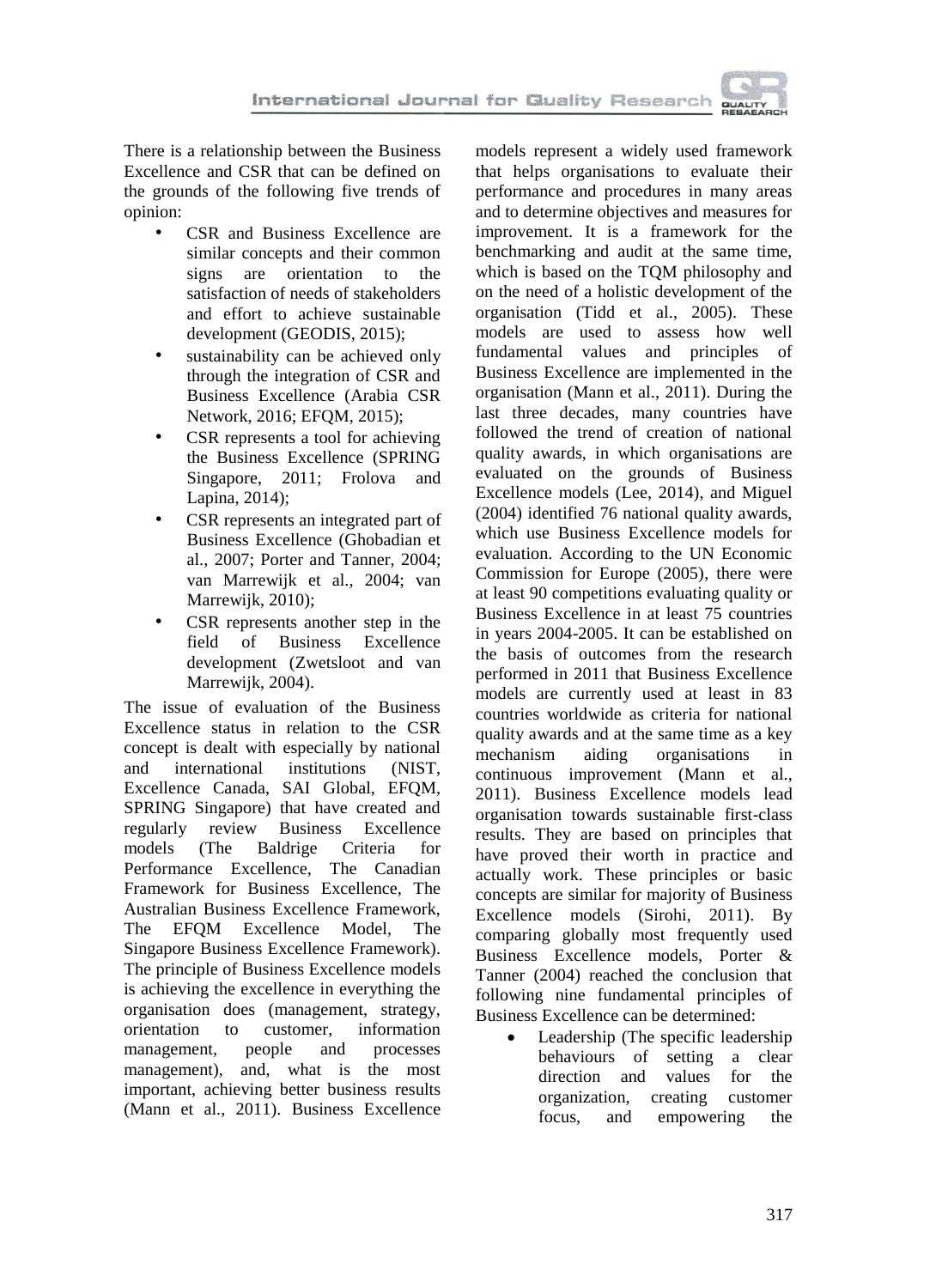There is a relationship between the Business Excellence and CSR that can be defined on the grounds of the following five trends of opinion:

- CSR and Business Excellence are similar concepts and their common signs are orientation to the satisfaction of needs of stakeholders and effort to achieve sustainable development (GEODIS, 2015);
- sustainability can be achieved only through the integration of CSR and Business Excellence (Arabia CSR Network, 2016; EFQM, 2015);
- CSR represents a tool for achieving the Business Excellence (SPRING Singapore, 2011; Frolova and Lapina, 2014);
- CSR represents an integrated part of Business Excellence (Ghobadian et al., 2007; Porter and Tanner, 2004; van Marrewijk et al., 2004; van Marrewijk, 2010);
- CSR represents another step in the field of Business Excellence development (Zwetsloot and van Marrewijk, 2004).

The issue of evaluation of the Business Excellence status in relation to the CSR concept is dealt with especially by national and international institutions (NIST, Excellence Canada, SAI Global, EFQM, SPRING Singapore) that have created and regularly review Business Excellence models (The Baldrige Criteria for Performance Excellence, The Canadian Framework for Business Excellence, The Australian Business Excellence Framework, The EFQM Excellence Model, The Singapore Business Excellence Framework). The principle of Business Excellence models is achieving the excellence in everything the organisation does (management, strategy, orientation to customer, information management, people and processes management), and, what is the most important, achieving better business results (Mann et al., 2011). Business Excellence models represent a widely used framework that helps organisations to evaluate their performance and procedures in many areas and to determine objectives and measures for improvement. It is a framework for the benchmarking and audit at the same time, which is based on the TQM philosophy and on the need of a holistic development of the organisation (Tidd et al., 2005). These models are used to assess how well fundamental values and principles of Business Excellence are implemented in the organisation (Mann et al., 2011). During the last three decades, many countries have followed the trend of creation of national quality awards, in which organisations are evaluated on the grounds of Business Excellence models (Lee, 2014), and Miguel (2004) identified 76 national quality awards, which use Business Excellence models for evaluation. According to the UN Economic Commission for Europe (2005), there were at least 90 competitions evaluating quality or Business Excellence in at least 75 countries in years 2004-2005. It can be established on the basis of outcomes from the research performed in 2011 that Business Excellence models are currently used at least in 83 countries worldwide as criteria for national quality awards and at the same time as a key mechanism aiding organisations in continuous improvement (Mann et al., 2011). Business Excellence models lead organisation towards sustainable first-class results. They are based on principles that have proved their worth in practice and actually work. These principles or basic concepts are similar for majority of Business Excellence models (Sirohi, 2011). By comparing globally most frequently used Business Excellence models, Porter & Tanner (2004) reached the conclusion that following nine fundamental principles of Business Excellence can be determined:

- Leadership (The specific leadership behaviours of setting a clear direction and values for the organization, creating customer focus, and empowering the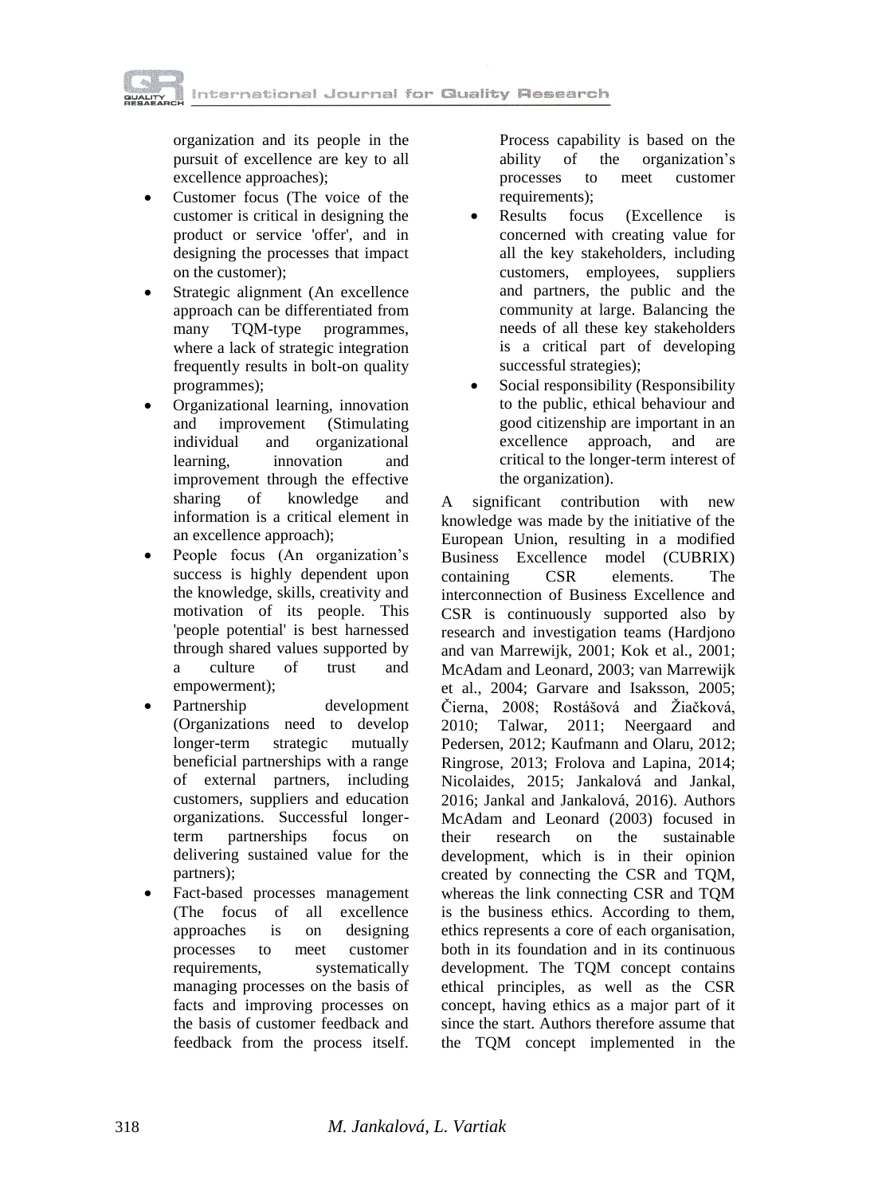organization and its people in the pursuit of excellence are key to all excellence approaches);

- Customer focus (The voice of the customer is critical in designing the product or service 'offer', and in designing the processes that impact on the customer);
- Strategic alignment (An excellence approach can be differentiated from many TQM-type programmes, where a lack of strategic integration frequently results in bolt-on quality programmes);
- Organizational learning, innovation and improvement (Stimulating individual and organizational learning, innovation and improvement through the effective sharing of knowledge and information is a critical element in an excellence approach);
- People focus (An organization's success is highly dependent upon the knowledge, skills, creativity and motivation of its people. This 'people potential' is best harnessed through shared values supported by a culture of trust and empowerment);
- Partnership development (Organizations need to develop longer-term strategic mutually beneficial partnerships with a range of external partners, including customers, suppliers and education organizations. Successful longer-term partnerships focus on delivering sustained value for the partners);
- Fact-based processes management (The focus of all excellence approaches is on designing processes to meet customer requirements, systematically managing processes on the basis of facts and improving processes on the basis of customer feedback and feedback from the process itself. Process capability is based on the ability of the organization's processes to meet customer requirements);
- Results focus (Excellence is concerned with creating value for all the key stakeholders, including customers, employees, suppliers and partners, the public and the community at large. Balancing the needs of all these key stakeholders is a critical part of developing successful strategies);
- Social responsibility (Responsibility to the public, ethical behaviour and good citizenship are important in an excellence approach, and are critical to the longer-term interest of the organization).

A significant contribution with new knowledge was made by the initiative of the European Union, resulting in a modified Business Excellence model (CUBRIX) containing CSR elements. The interconnection of Business Excellence and CSR is continuously supported also by research and investigation teams (Hardjono and van Marrewijk, 2001; Kok et al., 2001; McAdam and Leonard, 2003; van Marrewijk et al., 2004; Garvare and Isaksson, 2005; Čierna, 2008; Rostášová and Žiačková, 2010; Talwar, 2011; Neergaard and Pedersen, 2012; Kaufmann and Olaru, 2012; Ringrose, 2013; Frolova and Lapina, 2014; Nicolaides, 2015; Jankalová and Jankal, 2016; Jankal and Jankalová, 2016). Authors McAdam and Leonard (2003) focused in their research on the sustainable development, which is in their opinion created by connecting the CSR and TQM, whereas the link connecting CSR and TQM is the business ethics. According to them, ethics represents a core of each organisation, both in its foundation and in its continuous development. The TQM concept contains ethical principles, as well as the CSR concept, having ethics as a major part of it since the start. Authors therefore assume that the TQM concept implemented in the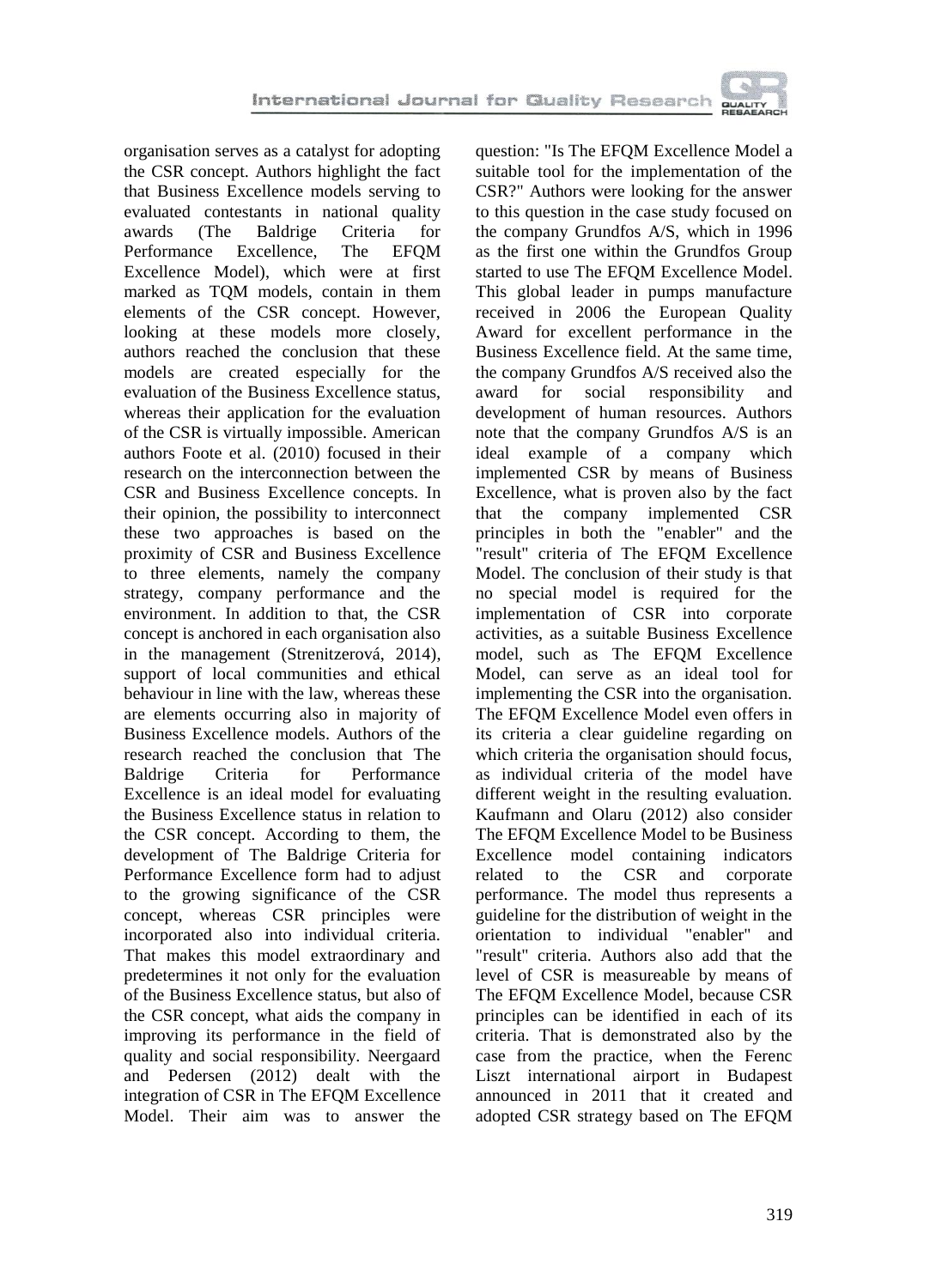organisation serves as a catalyst for adopting the CSR concept. Authors highlight the fact that Business Excellence models serving to evaluated contestants in national quality awards (The Baldrige Criteria for Performance Excellence, The EFQM Excellence Model), which were at first marked as TQM models, contain in them elements of the CSR concept. However, looking at these models more closely, authors reached the conclusion that these models are created especially for the evaluation of the Business Excellence status, whereas their application for the evaluation of the CSR is virtually impossible. American authors Foote et al. (2010) focused in their research on the interconnection between the CSR and Business Excellence concepts. In their opinion, the possibility to interconnect these two approaches is based on the proximity of CSR and Business Excellence to three elements, namely the company strategy, company performance and the environment. In addition to that, the CSR concept is anchored in each organisation also in the management (Strenitzerová, 2014), support of local communities and ethical behaviour in line with the law, whereas these are elements occurring also in majority of Business Excellence models. Authors of the research reached the conclusion that The Baldrige Criteria for Performance Excellence is an ideal model for evaluating the Business Excellence status in relation to the CSR concept. According to them, the development of The Baldrige Criteria for Performance Excellence form had to adjust to the growing significance of the CSR concept, whereas CSR principles were incorporated also into individual criteria. That makes this model extraordinary and predetermines it not only for the evaluation of the Business Excellence status, but also of the CSR concept, what aids the company in improving its performance in the field of quality and social responsibility. Neergaard and Pedersen (2012) dealt with the integration of CSR in The EFQM Excellence Model. Their aim was to answer the question: "Is The EFQM Excellence Model a suitable tool for the implementation of the CSR?" Authors were looking for the answer to this question in the case study focused on the company Grundfos A/S, which in 1996 as the first one within the Grundfos Group started to use The EFQM Excellence Model. This global leader in pumps manufacture received in 2006 the European Quality Award for excellent performance in the Business Excellence field. At the same time, the company Grundfos A/S received also the award for social responsibility and development of human resources. Authors note that the company Grundfos A/S is an ideal example of a company which implemented CSR by means of Business Excellence, what is proven also by the fact that the company implemented CSR principles in both the "enabler" and the "result" criteria of The EFQM Excellence Model. The conclusion of their study is that no special model is required for the implementation of CSR into corporate activities, as a suitable Business Excellence model, such as The EFQM Excellence Model, can serve as an ideal tool for implementing the CSR into the organisation. The EFQM Excellence Model even offers in its criteria a clear guideline regarding on which criteria the organisation should focus, as individual criteria of the model have different weight in the resulting evaluation. Kaufmann and Olaru (2012) also consider The EFQM Excellence Model to be Business Excellence model containing indicators related to the CSR and corporate performance. The model thus represents a guideline for the distribution of weight in the orientation to individual "enabler" and "result" criteria. Authors also add that the level of CSR is measureable by means of The EFQM Excellence Model, because CSR principles can be identified in each of its criteria. That is demonstrated also by the case from the practice, when the Ferenc Liszt international airport in Budapest announced in 2011 that it created and adopted CSR strategy based on The EFQM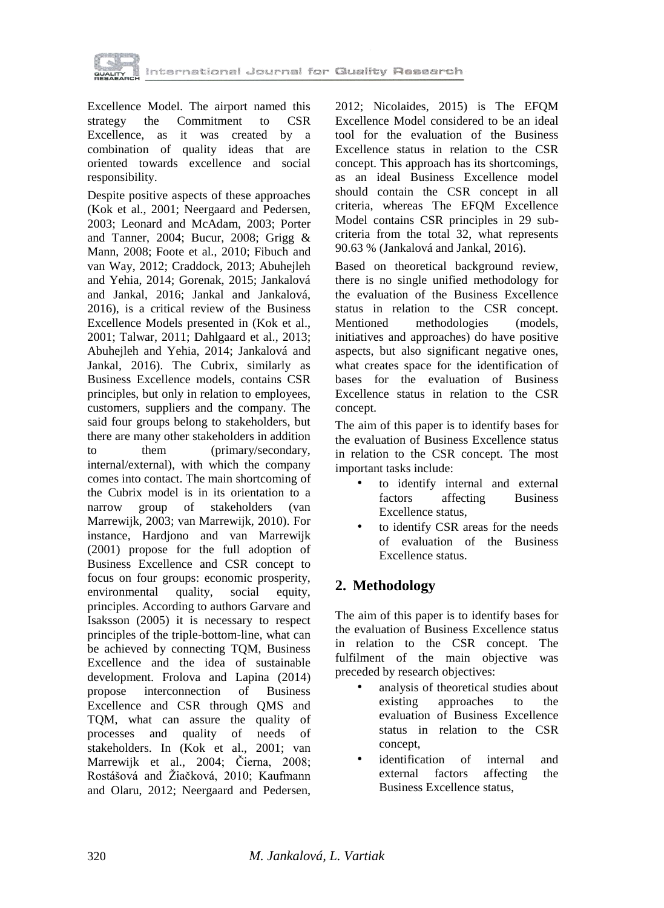Excellence Model. The airport named this strategy the Commitment to CSR Excellence, as it was created by a combination of quality ideas that are oriented towards excellence and social responsibility.

Despite positive aspects of these approaches (Kok et al., 2001; Neergaard and Pedersen, 2003; Leonard and McAdam, 2003; Porter and Tanner, 2004; Bucur, 2008; Grigg & Mann, 2008; Foote et al., 2010; Fibuch and van Way, 2012; Craddock, 2013; Abuhejleh and Yehia, 2014; Gorenak, 2015; Jankalová and Jankal, 2016; Jankal and Jankalová, 2016), is a critical review of the Business Excellence Models presented in (Kok et al., 2001; Talwar, 2011; Dahlgaard et al., 2013; Abuhejleh and Yehia, 2014; Jankalová and Jankal, 2016). The Cubrix, similarly as Business Excellence models, contains CSR principles, but only in relation to employees, customers, suppliers and the company. The said four groups belong to stakeholders, but there are many other stakeholders in addition to them (primary/secondary, internal/external), with which the company comes into contact. The main shortcoming of the Cubrix model is in its orientation to a narrow group of stakeholders (van Marrewijk, 2003; van Marrewijk, 2010). For instance, Hardjono and van Marrewijk (2001) propose for the full adoption of Business Excellence and CSR concept to focus on four groups: economic prosperity, environmental quality, social equity, principles. According to authors Garvare and Isaksson (2005) it is necessary to respect principles of the triple-bottom-line, what can be achieved by connecting TQM, Business Excellence and the idea of sustainable development. Frolova and Lapina (2014) propose interconnection of Business Excellence and CSR through QMS and TQM, what can assure the quality of processes and quality of needs of stakeholders. In (Kok et al., 2001; van Marrewijk et al., 2004; Čierna, 2008; Rostášová and Žiačková, 2010; Kaufmann and Olaru, 2012; Neergaard and Pedersen, 2012; Nicolaides, 2015) is The EFQM Excellence Model considered to be an ideal tool for the evaluation of the Business Excellence status in relation to the CSR concept. This approach has its shortcomings, as an ideal Business Excellence model should contain the CSR concept in all criteria, whereas The EFQM Excellence Model contains CSR principles in 29 sub-criteria from the total 32, what represents 90.63 % (Jankalová and Jankal, 2016).

Based on theoretical background review, there is no single unified methodology for the evaluation of the Business Excellence status in relation to the CSR concept. Mentioned methodologies (models, initiatives and approaches) do have positive aspects, but also significant negative ones, what creates space for the identification of bases for the evaluation of Business Excellence status in relation to the CSR concept.

The aim of this paper is to identify bases for the evaluation of Business Excellence status in relation to the CSR concept. The most important tasks include:

- to identify internal and external factors affecting Business Excellence status,
- to identify CSR areas for the needs of evaluation of the Business Excellence status.

## 2. Methodology

The aim of this paper is to identify bases for the evaluation of Business Excellence status in relation to the CSR concept. The fulfilment of the main objective was preceded by research objectives:

- analysis of theoretical studies about existing approaches to the evaluation of Business Excellence status in relation to the CSR concept,
- identification of internal and external factors affecting the Business Excellence status,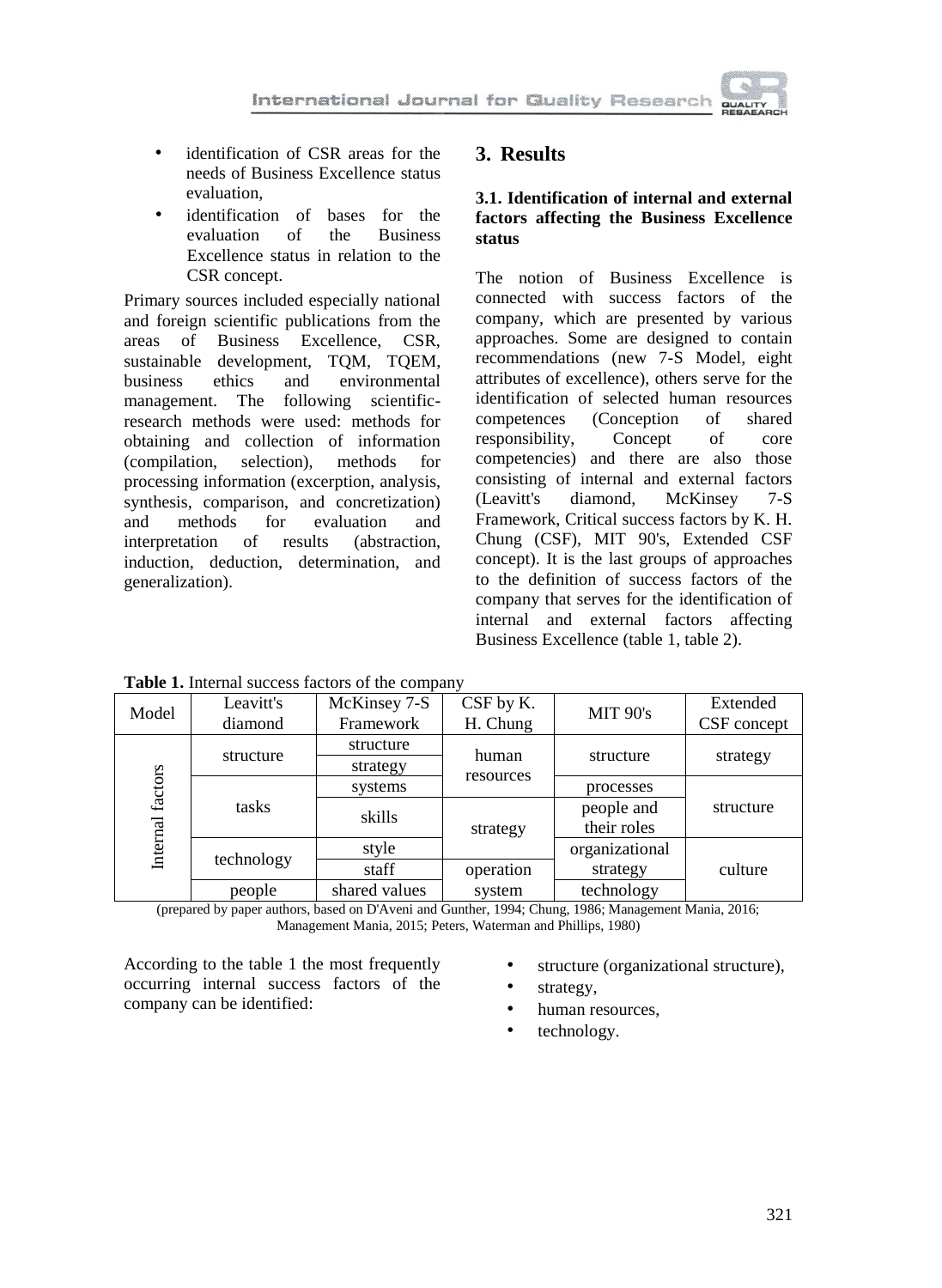- identification of CSR areas for the needs of Business Excellence status evaluation,
- identification of bases for the evaluation of the Business Excellence status in relation to the CSR concept.

Primary sources included especially national and foreign scientific publications from the areas of Business Excellence, CSR, sustainable development, TQM, TQEM, business ethics and environmental management. The following scientific-research methods were used: methods for obtaining and collection of information (compilation, selection), methods for processing information (excerption, analysis, synthesis, comparison, and concretization) and methods for evaluation and interpretation of results (abstraction, induction, deduction, determination, and generalization).

## 3. Results

### 3.1. Identification of internal and external factors affecting the Business Excellence status

The notion of Business Excellence is connected with success factors of the company, which are presented by various approaches. Some are designed to contain recommendations (new 7-S Model, eight attributes of excellence), others serve for the identification of selected human resources competences (Conception of shared responsibility, Concept of core competencies) and there are also those consisting of internal and external factors (Leavitt's diamond, McKinsey 7-S Framework, Critical success factors by K. H. Chung (CSF), MIT 90's, Extended CSF concept). It is the last groups of approaches to the definition of success factors of the company that serves for the identification of internal and external factors affecting Business Excellence (table 1, table 2).

**Table 1.** Internal success factors of the company

| Model | Leavitt's diamond | McKinsey 7-S Framework | CSF by K. H. Chung | MIT 90's | Extended CSF concept |
|---|---|---|---|---|---|
| Internal factors | structure | structure | human resources | structure | strategy |
| | | strategy | | | |
| | tasks | systems | | processes | structure |
| | | skills | strategy | people and their roles | |
| | technology | style | | organizational strategy | culture |
| | | staff | operation system | | |
| | people | shared values | | technology | |

(prepared by paper authors, based on D'Aveni and Gunther, 1994; Chung, 1986; Management Mania, 2016; Management Mania, 2015; Peters, Waterman and Phillips, 1980)

According to the table 1 the most frequently occurring internal success factors of the company can be identified:

- structure (organizational structure),
- strategy,
- human resources,
- technology.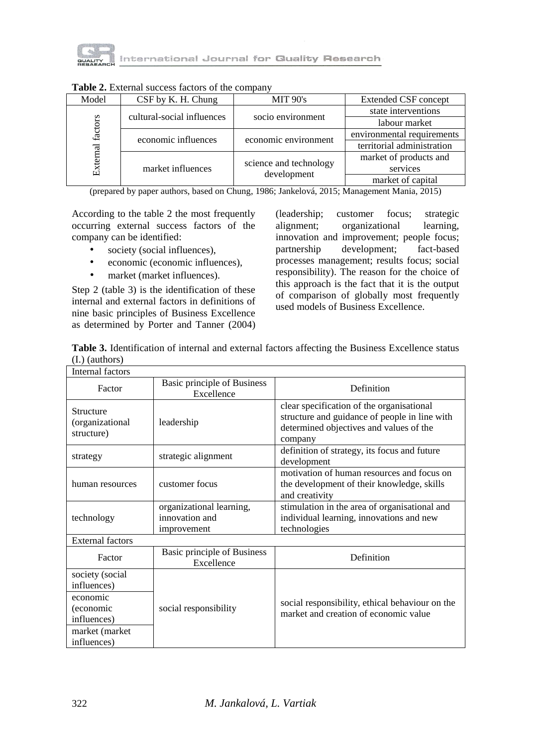**Table 2.** External success factors of the company

| Model | CSF by K. H. Chung | MIT 90's | Extended CSF concept |
|---|---|---|---|
| External factors | cultural-social influences | socio environment | state interventions |
| | | | labour market |
| | economic influences | economic environment | environmental requirements |
| | | | territorial administration |
| | market influences | science and technology development | market of products and services |
| | | | market of capital |

(prepared by paper authors, based on Chung, 1986; Jankelová, 2015; Management Mania, 2015)

According to the table 2 the most frequently occurring external success factors of the company can be identified:

- society (social influences),
- economic (economic influences),
- market (market influences).

Step 2 (table 3) is the identification of these internal and external factors in definitions of nine basic principles of Business Excellence as determined by Porter and Tanner (2004) (leadership; customer focus; strategic alignment; organizational learning, innovation and improvement; people focus; partnership development; fact-based processes management; results focus; social responsibility). The reason for the choice of this approach is the fact that it is the output of comparison of globally most frequently used models of Business Excellence.

**Table 3.** Identification of internal and external factors affecting the Business Excellence status (I.) (authors)

| Internal factors | | |
|---|---|---|
| Factor | Basic principle of Business Excellence | Definition |
| Structure (organizational structure) | leadership | clear specification of the organisational structure and guidance of people in line with determined objectives and values of the company |
| strategy | strategic alignment | definition of strategy, its focus and future development |
| human resources | customer focus | motivation of human resources and focus on the development of their knowledge, skills and creativity |
| technology | organizational learning, innovation and improvement | stimulation in the area of organisational and individual learning, innovations and new technologies |
| **External factors** | | |
| Factor | Basic principle of Business Excellence | Definition |
| society (social influences) | social responsibility | social responsibility, ethical behaviour on the market and creation of economic value |
| economic (economic influences) | | |
| market (market influences) | | |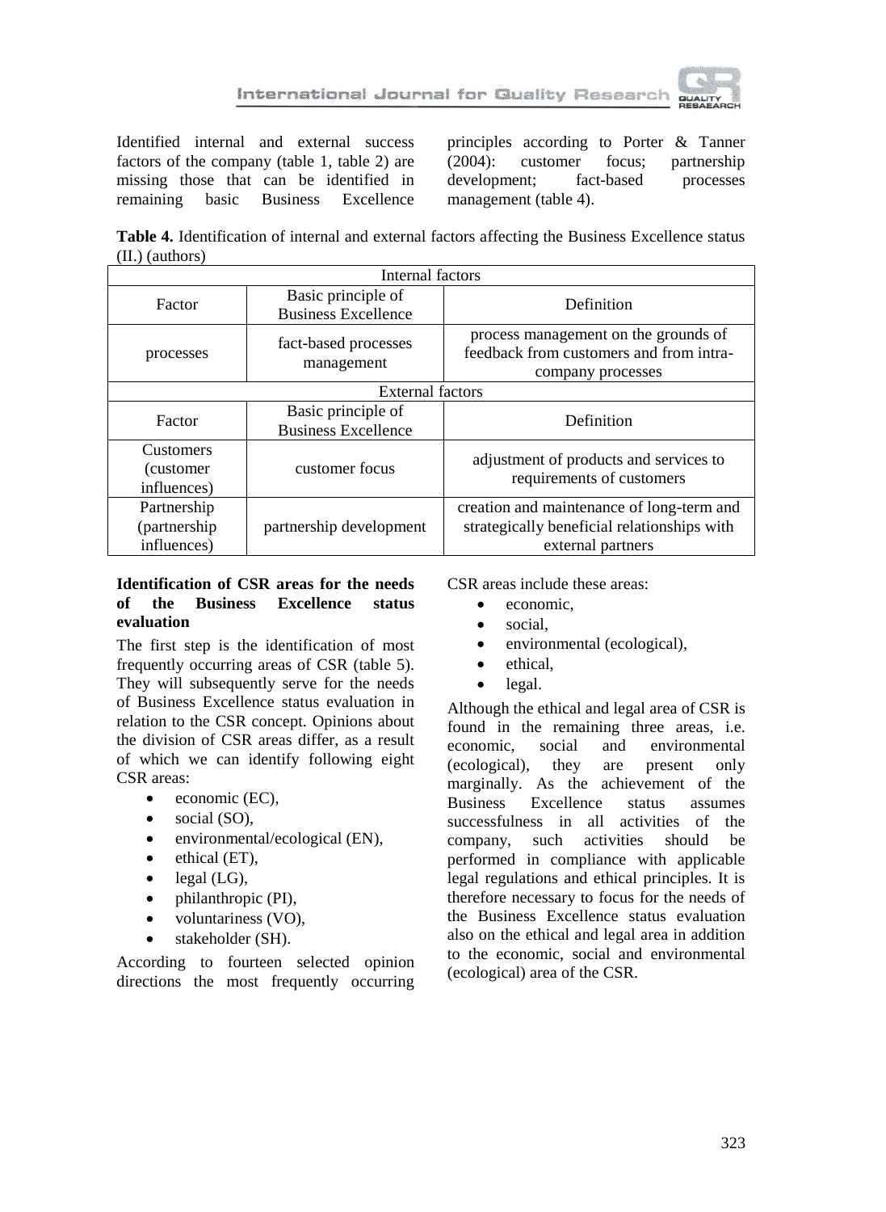Identified internal and external success factors of the company (table 1, table 2) are missing those that can be identified in remaining basic Business Excellence principles according to Porter & Tanner (2004): customer focus; partnership development; fact-based processes management (table 4).

**Table 4.** Identification of internal and external factors affecting the Business Excellence status (II.) (authors)

| Internal factors | | |
|---|---|---|
| Factor | Basic principle of Business Excellence | Definition |
| processes | fact-based processes management | process management on the grounds of feedback from customers and from intra-company processes |
| External factors | | |
| Factor | Basic principle of Business Excellence | Definition |
| Customers (customer influences) | customer focus | adjustment of products and services to requirements of customers |
| Partnership (partnership influences) | partnership development | creation and maintenance of long-term and strategically beneficial relationships with external partners |

### Identification of CSR areas for the needs of the Business Excellence status evaluation

The first step is the identification of most frequently occurring areas of CSR (table 5). They will subsequently serve for the needs of Business Excellence status evaluation in relation to the CSR concept. Opinions about the division of CSR areas differ, as a result of which we can identify following eight CSR areas:

- economic (EC),
- social (SO),
- environmental/ecological (EN),
- ethical (ET),
- legal (LG),
- philanthropic (PI),
- voluntariness (VO),
- stakeholder (SH).

According to fourteen selected opinion directions the most frequently occurring CSR areas include these areas:

- economic,
- social,
- environmental (ecological),
- ethical,
- legal.

Although the ethical and legal area of CSR is found in the remaining three areas, i.e. economic, social and environmental (ecological), they are present only marginally. As the achievement of the Business Excellence status assumes successfulness in all activities of the company, such activities should be performed in compliance with applicable legal regulations and ethical principles. It is therefore necessary to focus for the needs of the Business Excellence status evaluation also on the ethical and legal area in addition to the economic, social and environmental (ecological) area of the CSR.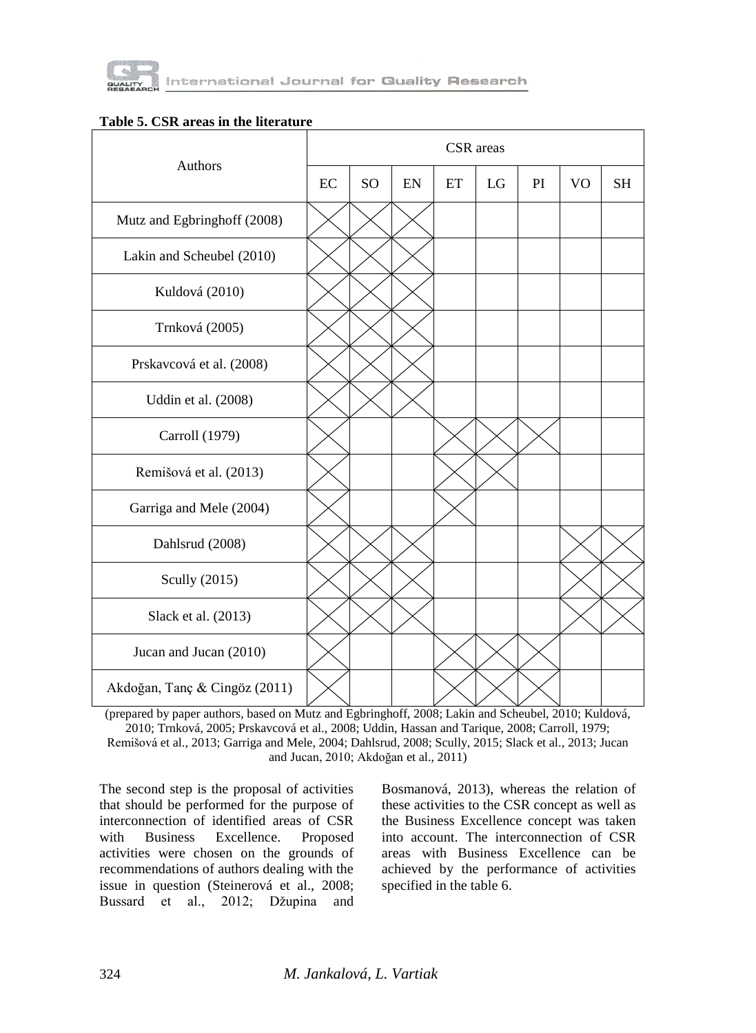**Table 5. CSR areas in the literature**

| Authors | CSR areas | | | | | | | |
|---|---|---|---|---|---|---|---|---|
| | EC | SO | EN | ET | LG | PI | VO | SH |
| Mutz and Egbringhoff (2008) | X | X | X | | | | | |
| Lakin and Scheubel (2010) | X | X | X | | | | | |
| Kuldová (2010) | X | X | X | | | | | |
| Trnková (2005) | X | X | X | | | | | |
| Prskavcová et al. (2008) | X | X | X | | | | | |
| Uddin et al. (2008) | X | X | X | | | | | |
| Carroll (1979) | X | | | X | X | X | | |
| Remišová et al. (2013) | X | | | X | X | | | |
| Garriga and Mele (2004) | X | | | X | | | | |
| Dahlsrud (2008) | X | X | X | | | | X | X |
| Scully (2015) | X | X | X | | | | X | X |
| Slack et al. (2013) | X | X | X | | | | X | X |
| Jucan and Jucan (2010) | X | | | X | X | X | | |
| Akdoğan, Tanç & Cingöz (2011) | X | | | X | X | X | | |

(prepared by paper authors, based on Mutz and Egbringhoff, 2008; Lakin and Scheubel, 2010; Kuldová, 2010; Trnková, 2005; Prskavcová et al., 2008; Uddin, Hassan and Tarique, 2008; Carroll, 1979; Remišová et al., 2013; Garriga and Mele, 2004; Dahlsrud, 2008; Scully, 2015; Slack et al., 2013; Jucan and Jucan, 2010; Akdoğan et al., 2011)

The second step is the proposal of activities that should be performed for the purpose of interconnection of identified areas of CSR with Business Excellence. Proposed activities were chosen on the grounds of recommendations of authors dealing with the issue in question (Steinerová et al., 2008; Bussard et al., 2012; Džupina and Bosmanová, 2013), whereas the relation of these activities to the CSR concept as well as the Business Excellence concept was taken into account. The interconnection of CSR areas with Business Excellence can be achieved by the performance of activities specified in the table 6.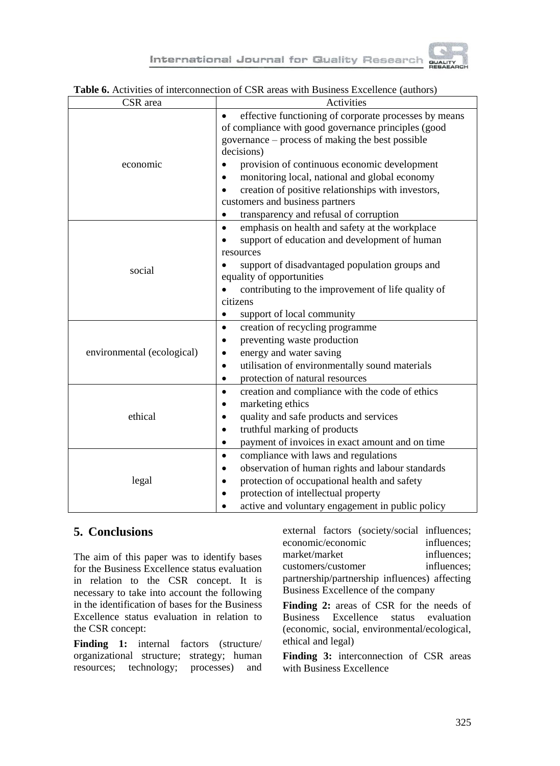**Table 6.** Activities of interconnection of CSR areas with Business Excellence (authors)

| CSR area | Activities |
|---|---|
| economic | • effective functioning of corporate processes by means of compliance with good governance principles (good governance – process of making the best possible decisions)<br>• provision of continuous economic development<br>• monitoring local, national and global economy<br>• creation of positive relationships with investors, customers and business partners<br>• transparency and refusal of corruption |
| social | • emphasis on health and safety at the workplace<br>• support of education and development of human resources<br>• support of disadvantaged population groups and equality of opportunities<br>• contributing to the improvement of life quality of citizens<br>• support of local community |
| environmental (ecological) | • creation of recycling programme<br>• preventing waste production<br>• energy and water saving<br>• utilisation of environmentally sound materials<br>• protection of natural resources |
| ethical | • creation and compliance with the code of ethics<br>• marketing ethics<br>• quality and safe products and services<br>• truthful marking of products<br>• payment of invoices in exact amount and on time |
| legal | • compliance with laws and regulations<br>• observation of human rights and labour standards<br>• protection of occupational health and safety<br>• protection of intellectual property<br>• active and voluntary engagement in public policy |

## 5. Conclusions

The aim of this paper was to identify bases for the Business Excellence status evaluation in relation to the CSR concept. It is necessary to take into account the following in the identification of bases for the Business Excellence status evaluation in relation to the CSR concept:

**Finding 1:** internal factors (structure/ organizational structure; strategy; human resources; technology; processes) and external factors (society/social influences; economic/economic influences; market/market influences; customers/customer influences; partnership/partnership influences) affecting Business Excellence of the company

**Finding 2:** areas of CSR for the needs of Business Excellence status evaluation (economic, social, environmental/ecological, ethical and legal)

**Finding 3:** interconnection of CSR areas with Business Excellence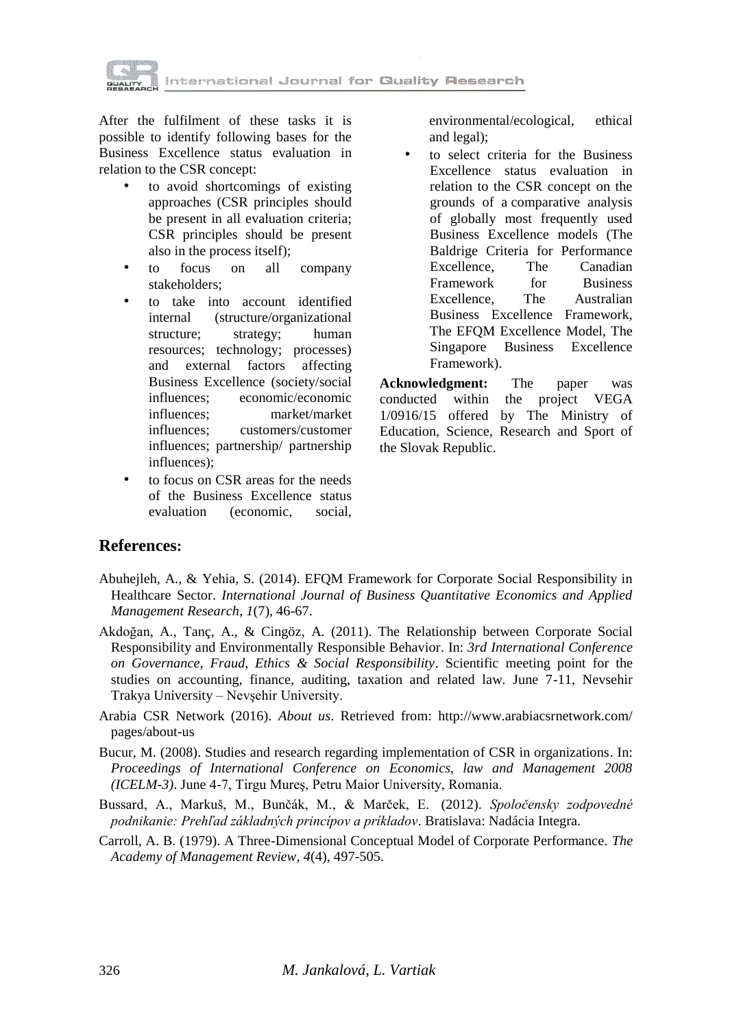After the fulfilment of these tasks it is possible to identify following bases for the Business Excellence status evaluation in relation to the CSR concept:

- to avoid shortcomings of existing approaches (CSR principles should be present in all evaluation criteria; CSR principles should be present also in the process itself);
- to focus on all company stakeholders;
- to take into account identified internal (structure/organizational structure; strategy; human resources; technology; processes) and external factors affecting Business Excellence (society/social influences; economic/economic influences; market/market influences; customers/customer influences; partnership/ partnership influences);
- to focus on CSR areas for the needs of the Business Excellence status evaluation (economic, social, environmental/ecological, ethical and legal);
- to select criteria for the Business Excellence status evaluation in relation to the CSR concept on the grounds of a comparative analysis of globally most frequently used Business Excellence models (The Baldrige Criteria for Performance Excellence, The Canadian Framework for Business Excellence, The Australian Business Excellence Framework, The EFQM Excellence Model, The Singapore Business Excellence Framework).

**Acknowledgment:** The paper was conducted within the project VEGA 1/0916/15 offered by The Ministry of Education, Science, Research and Sport of the Slovak Republic.

## References:

Abuhejleh, A., & Yehia, S. (2014). EFQM Framework for Corporate Social Responsibility in Healthcare Sector. *International Journal of Business Quantitative Economics and Applied Management Research, 1*(7), 46-67.

Akdoğan, A., Tanç, A., & Cingöz, A. (2011). The Relationship between Corporate Social Responsibility and Environmentally Responsible Behavior. In: *3rd International Conference on Governance, Fraud, Ethics & Social Responsibility*. Scientific meeting point for the studies on accounting, finance, auditing, taxation and related law. June 7-11, Nevsehir Trakya University – Nevşehir University.

Arabia CSR Network (2016). *About us*. Retrieved from: http://www.arabiacsrnetwork.com/pages/about-us

Bucur, M. (2008). Studies and research regarding implementation of CSR in organizations. In: *Proceedings of International Conference on Economics, law and Management 2008 (ICELM-3)*. June 4-7, Tirgu Mureş, Petru Maior University, Romania.

Bussard, A., Markuš, M., Bunčák, M., & Marček, E. (2012). *Spoločensky zodpovedné podnikanie: Prehľad základných princípov a príkladov*. Bratislava: Nadácia Integra.

Carroll, A. B. (1979). A Three-Dimensional Conceptual Model of Corporate Performance. *The Academy of Management Review, 4*(4), 497-505.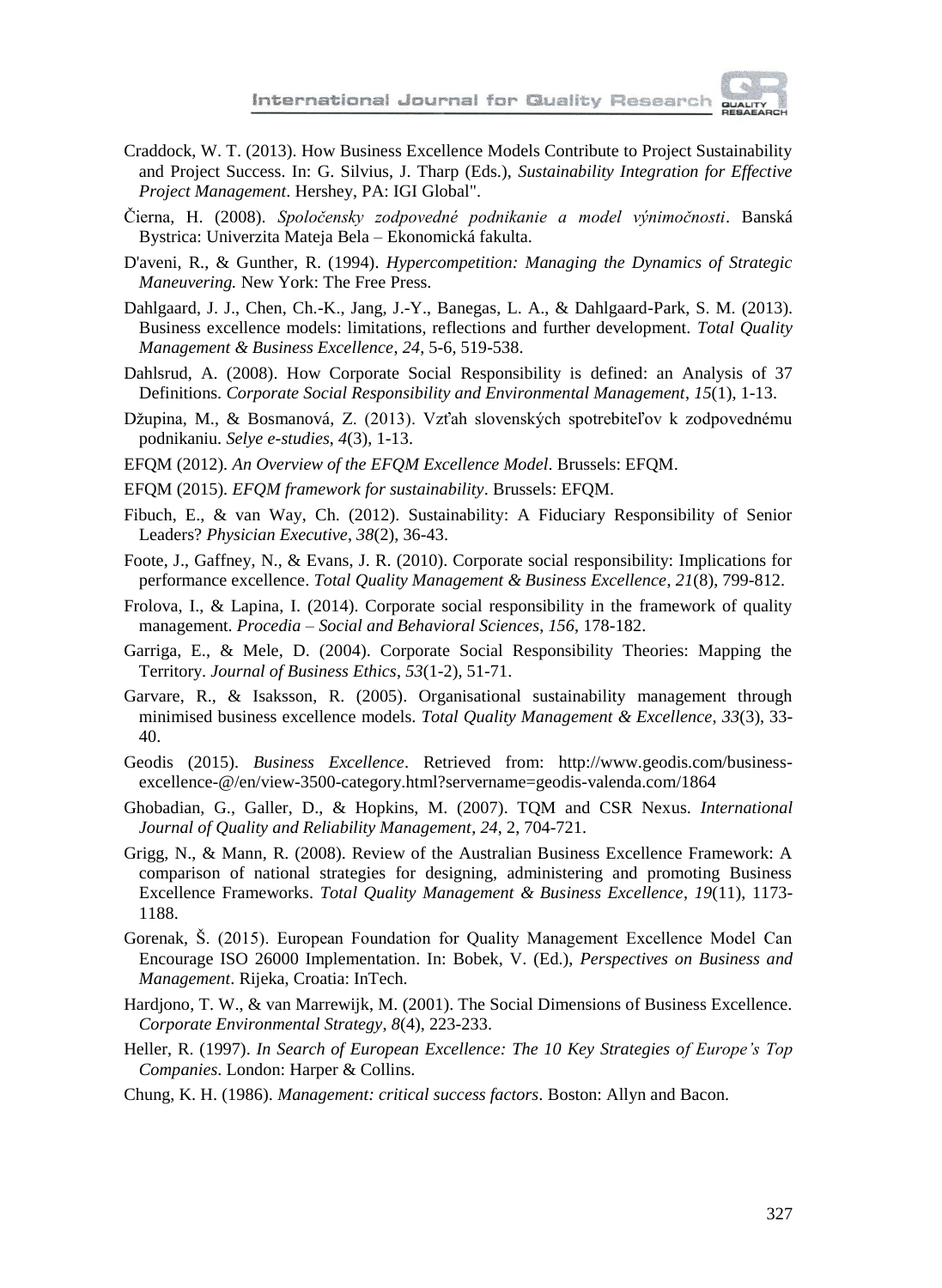Craddock, W. T. (2013). How Business Excellence Models Contribute to Project Sustainability and Project Success. In: G. Silvius, J. Tharp (Eds.), *Sustainability Integration for Effective Project Management*. Hershey, PA: IGI Global".

Čierna, H. (2008). *Spoločensky zodpovedné podnikanie a model výnimočnosti*. Banská Bystrica: Univerzita Mateja Bela – Ekonomická fakulta.

D'aveni, R., & Gunther, R. (1994). *Hypercompetition: Managing the Dynamics of Strategic Maneuvering.* New York: The Free Press.

Dahlgaard, J. J., Chen, Ch.-K., Jang, J.-Y., Banegas, L. A., & Dahlgaard-Park, S. M. (2013). Business excellence models: limitations, reflections and further development. *Total Quality Management & Business Excellence*, *24*, 5-6, 519-538.

Dahlsrud, A. (2008). How Corporate Social Responsibility is defined: an Analysis of 37 Definitions. *Corporate Social Responsibility and Environmental Management*, *15*(1), 1-13.

Džupina, M., & Bosmanová, Z. (2013). Vzťah slovenských spotrebiteľov k zodpovednému podnikaniu. *Selye e-studies*, *4*(3), 1-13.

EFQM (2012). *An Overview of the EFQM Excellence Model*. Brussels: EFQM.

EFQM (2015). *EFQM framework for sustainability*. Brussels: EFQM.

Fibuch, E., & van Way, Ch. (2012). Sustainability: A Fiduciary Responsibility of Senior Leaders? *Physician Executive*, *38*(2), 36-43.

Foote, J., Gaffney, N., & Evans, J. R. (2010). Corporate social responsibility: Implications for performance excellence. *Total Quality Management & Business Excellence*, *21*(8), 799-812.

Frolova, I., & Lapina, I. (2014). Corporate social responsibility in the framework of quality management. *Procedia – Social and Behavioral Sciences*, *156*, 178-182.

Garriga, E., & Mele, D. (2004). Corporate Social Responsibility Theories: Mapping the Territory. *Journal of Business Ethics*, *53*(1-2), 51-71.

Garvare, R., & Isaksson, R. (2005). Organisational sustainability management through minimised business excellence models. *Total Quality Management & Excellence*, *33*(3), 33-40.

Geodis (2015). *Business Excellence*. Retrieved from: http://www.geodis.com/business-excellence-@/en/view-3500-category.html?servername=geodis-valenda.com/1864

Ghobadian, G., Galler, D., & Hopkins, M. (2007). TQM and CSR Nexus. *International Journal of Quality and Reliability Management*, *24*, 2, 704-721.

Grigg, N., & Mann, R. (2008). Review of the Australian Business Excellence Framework: A comparison of national strategies for designing, administering and promoting Business Excellence Frameworks. *Total Quality Management & Business Excellence*, *19*(11), 1173-1188.

Gorenak, Š. (2015). European Foundation for Quality Management Excellence Model Can Encourage ISO 26000 Implementation. In: Bobek, V. (Ed.), *Perspectives on Business and Management*. Rijeka, Croatia: InTech.

Hardjono, T. W., & van Marrewijk, M. (2001). The Social Dimensions of Business Excellence. *Corporate Environmental Strategy*, *8*(4), 223-233.

Heller, R. (1997). *In Search of European Excellence: The 10 Key Strategies of Europe's Top Companies*. London: Harper & Collins.

Chung, K. H. (1986). *Management: critical success factors*. Boston: Allyn and Bacon.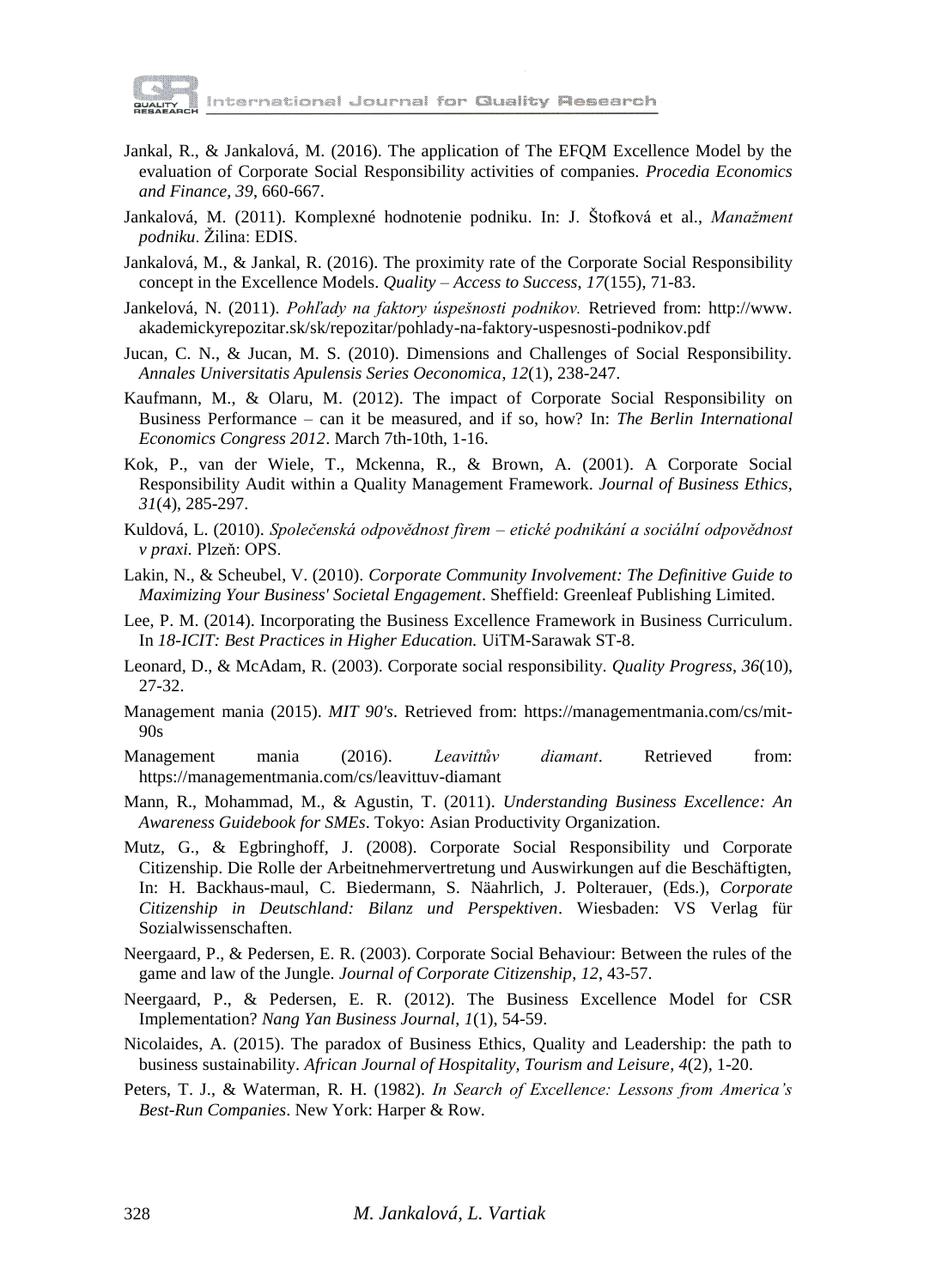Jankal, R., & Jankalová, M. (2016). The application of The EFQM Excellence Model by the evaluation of Corporate Social Responsibility activities of companies. *Procedia Economics and Finance*, *39*, 660-667.

Jankalová, M. (2011). Komplexné hodnotenie podniku. In: J. Štofková et al., *Manažment podniku*. Žilina: EDIS.

Jankalová, M., & Jankal, R. (2016). The proximity rate of the Corporate Social Responsibility concept in the Excellence Models. *Quality – Access to Success*, *17*(155), 71-83.

Jankelová, N. (2011). *Pohľady na faktory úspešnosti podnikov.* Retrieved from: http://www.akademickyrepozitar.sk/sk/repozitar/pohlady-na-faktory-uspesnosti-podnikov.pdf

Jucan, C. N., & Jucan, M. S. (2010). Dimensions and Challenges of Social Responsibility. *Annales Universitatis Apulensis Series Oeconomica*, *12*(1), 238-247.

Kaufmann, M., & Olaru, M. (2012). The impact of Corporate Social Responsibility on Business Performance – can it be measured, and if so, how? In: *The Berlin International Economics Congress 2012*. March 7th-10th, 1-16.

Kok, P., van der Wiele, T., Mckenna, R., & Brown, A. (2001). A Corporate Social Responsibility Audit within a Quality Management Framework. *Journal of Business Ethics*, *31*(4), 285-297.

Kuldová, L. (2010). *Společenská odpovědnost firem – etické podnikání a sociální odpovědnost v praxi.* Plzeň: OPS.

Lakin, N., & Scheubel, V. (2010). *Corporate Community Involvement: The Definitive Guide to Maximizing Your Business' Societal Engagement*. Sheffield: Greenleaf Publishing Limited.

Lee, P. M. (2014). Incorporating the Business Excellence Framework in Business Curriculum. In *18-ICIT: Best Practices in Higher Education.* UiTM-Sarawak ST-8.

Leonard, D., & McAdam, R. (2003). Corporate social responsibility. *Quality Progress*, *36*(10), 27-32.

Management mania (2015). *MIT 90's*. Retrieved from: https://managementmania.com/cs/mit-90s

Management mania (2016). *Leavittův diamant*. Retrieved from: https://managementmania.com/cs/leavittuv-diamant

Mann, R., Mohammad, M., & Agustin, T. (2011). *Understanding Business Excellence: An Awareness Guidebook for SMEs*. Tokyo: Asian Productivity Organization.

Mutz, G., & Egbringhoff, J. (2008). Corporate Social Responsibility und Corporate Citizenship. Die Rolle der Arbeitnehmervertretung und Auswirkungen auf die Beschäftigten, In: H. Backhaus-maul, C. Biedermann, S. Näahrlich, J. Polterauer, (Eds.), *Corporate Citizenship in Deutschland: Bilanz und Perspektiven*. Wiesbaden: VS Verlag für Sozialwissenschaften.

Neergaard, P., & Pedersen, E. R. (2003). Corporate Social Behaviour: Between the rules of the game and law of the Jungle. *Journal of Corporate Citizenship*, *12*, 43-57.

Neergaard, P., & Pedersen, E. R. (2012). The Business Excellence Model for CSR Implementation? *Nang Yan Business Journal*, *1*(1), 54-59.

Nicolaides, A. (2015). The paradox of Business Ethics, Quality and Leadership: the path to business sustainability. *African Journal of Hospitality, Tourism and Leisure*, *4*(2), 1-20.

Peters, T. J., & Waterman, R. H. (1982). *In Search of Excellence: Lessons from America's Best-Run Companies*. New York: Harper & Row.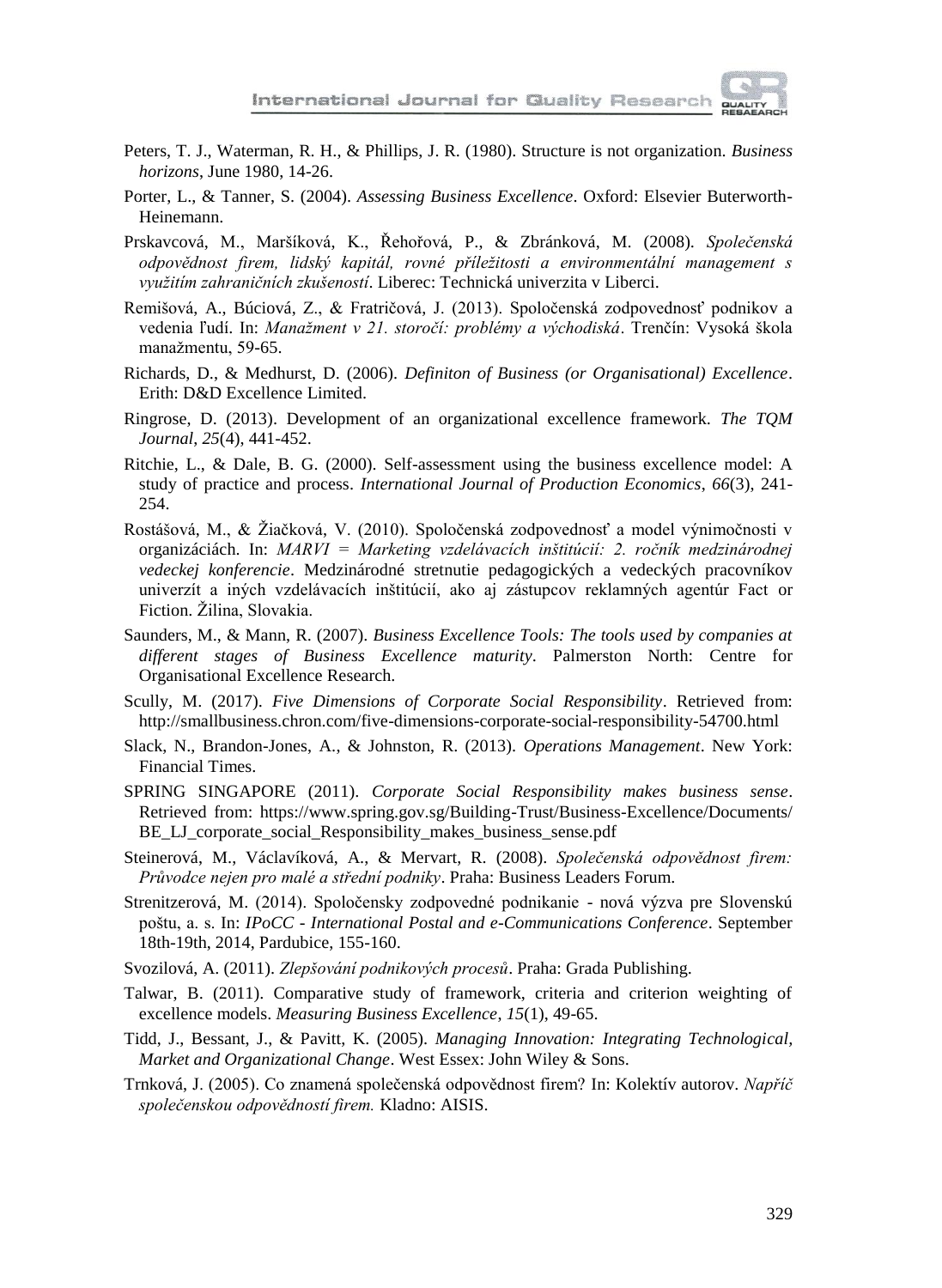Peters, T. J., Waterman, R. H., & Phillips, J. R. (1980). Structure is not organization. *Business horizons*, June 1980, 14-26.

Porter, L., & Tanner, S. (2004). *Assessing Business Excellence*. Oxford: Elsevier Buterworth-Heinemann.

Prskavcová, M., Maršíková, K., Řehořová, P., & Zbránková, M. (2008). *Společenská odpovědnost firem, lidský kapitál, rovné příležitosti a environmentální management s využitím zahraničních zkušeností*. Liberec: Technická univerzita v Liberci.

Remišová, A., Búciová, Z., & Fratričová, J. (2013). Spoločenská zodpovednosť podnikov a vedenia ľudí. In: *Manažment v 21. storočí: problémy a východiská*. Trenčín: Vysoká škola manažmentu, 59-65.

Richards, D., & Medhurst, D. (2006). *Definiton of Business (or Organisational) Excellence*. Erith: D&D Excellence Limited.

Ringrose, D. (2013). Development of an organizational excellence framework. *The TQM Journal*, *25*(4), 441-452.

Ritchie, L., & Dale, B. G. (2000). Self-assessment using the business excellence model: A study of practice and process. *International Journal of Production Economics*, *66*(3), 241-254.

Rostášová, M., & Žiačková, V. (2010). Spoločenská zodpovednosť a model výnimočnosti v organizáciách. In: *MARVI = Marketing vzdelávacích inštitúcií: 2. ročník medzinárodnej vedeckej konferencie*. Medzinárodné stretnutie pedagogických a vedeckých pracovníkov univerzít a iných vzdelávacích inštitúcií, ako aj zástupcov reklamných agentúr Fact or Fiction. Žilina, Slovakia.

Saunders, M., & Mann, R. (2007). *Business Excellence Tools: The tools used by companies at different stages of Business Excellence maturity*. Palmerston North: Centre for Organisational Excellence Research.

Scully, M. (2017). *Five Dimensions of Corporate Social Responsibility*. Retrieved from: http://smallbusiness.chron.com/five-dimensions-corporate-social-responsibility-54700.html

Slack, N., Brandon-Jones, A., & Johnston, R. (2013). *Operations Management*. New York: Financial Times.

SPRING SINGAPORE (2011). *Corporate Social Responsibility makes business sense*. Retrieved from: https://www.spring.gov.sg/Building-Trust/Business-Excellence/Documents/BE_LJ_corporate_social_Responsibility_makes_business_sense.pdf

Steinerová, M., Václavíková, A., & Mervart, R. (2008). *Společenská odpovědnost firem: Průvodce nejen pro malé a střední podniky*. Praha: Business Leaders Forum.

Strenitzerová, M. (2014). Spoločensky zodpovedné podnikanie - nová výzva pre Slovenskú poštu, a. s. In: *IPoCC - International Postal and e-Communications Conference*. September 18th-19th, 2014, Pardubice, 155-160.

Svozilová, A. (2011). *Zlepšování podnikových procesů*. Praha: Grada Publishing.

Talwar, B. (2011). Comparative study of framework, criteria and criterion weighting of excellence models. *Measuring Business Excellence*, *15*(1), 49-65.

Tidd, J., Bessant, J., & Pavitt, K. (2005). *Managing Innovation: Integrating Technological, Market and Organizational Change*. West Essex: John Wiley & Sons.

Trnková, J. (2005). Co znamená společenská odpovědnost firem? In: Kolektív autorov. *Napříč společenskou odpovědností firem.* Kladno: AISIS.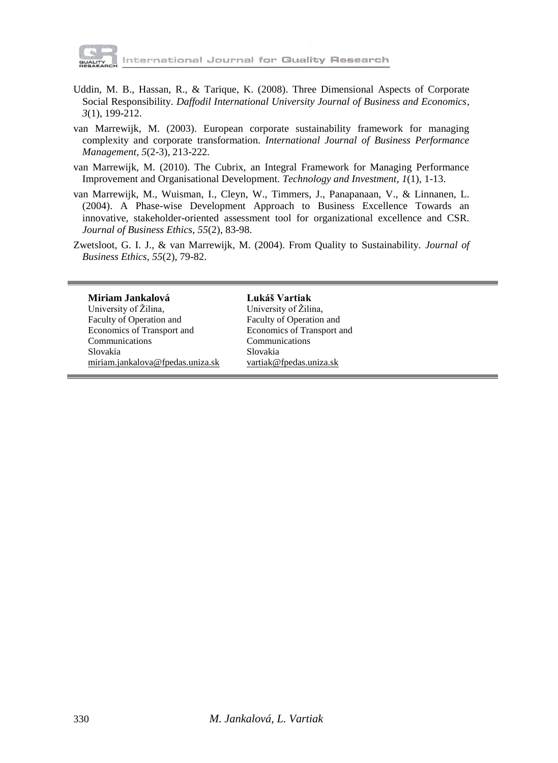Uddin, M. B., Hassan, R., & Tarique, K. (2008). Three Dimensional Aspects of Corporate Social Responsibility. *Daffodil International University Journal of Business and Economics*, *3*(1), 199-212.

van Marrewijk, M. (2003). European corporate sustainability framework for managing complexity and corporate transformation. *International Journal of Business Performance Management*, *5*(2-3), 213-222.

van Marrewijk, M. (2010). The Cubrix, an Integral Framework for Managing Performance Improvement and Organisational Development. *Technology and Investment*, *1*(1), 1-13.

van Marrewijk, M., Wuisman, I., Cleyn, W., Timmers, J., Panapanaan, V., & Linnanen, L. (2004). A Phase-wise Development Approach to Business Excellence Towards an innovative, stakeholder-oriented assessment tool for organizational excellence and CSR. *Journal of Business Ethics*, *55*(2), 83-98.

Zwetsloot, G. I. J., & van Marrewijk, M. (2004). From Quality to Sustainability. *Journal of Business Ethics*, *55*(2), 79-82.

---

**Miriam Jankalová**
University of Žilina,
Faculty of Operation and Economics of Transport and Communications
Slovakia
miriam.jankalova@fpedas.uniza.sk

**Lukáš Vartiak**
University of Žilina,
Faculty of Operation and Economics of Transport and Communications
Slovakia
vartiak@fpedas.uniza.sk